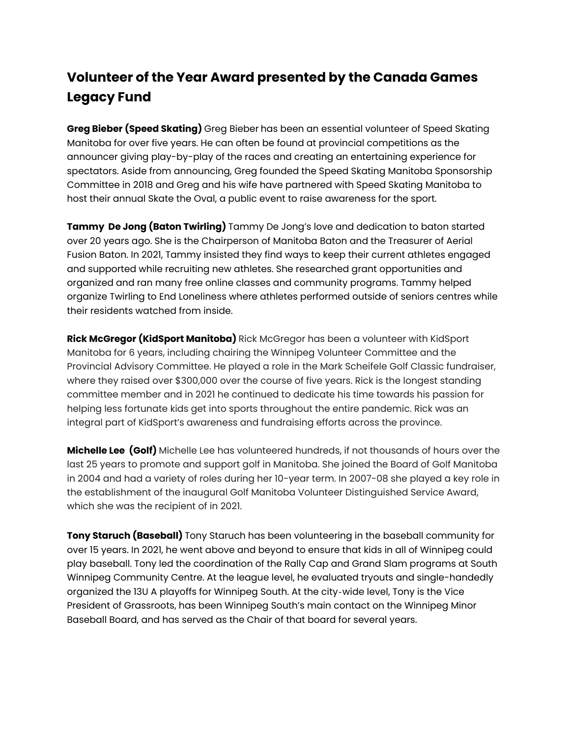# Volunteer of the Year Award presented by the Canada Games Legacy Fund

**Greg Bieber (Speed Skating)** Greg Bieber has been an essential volunteer of Speed Skating Manitoba for over five years. He can often be found at provincial competitions as the announcer giving play-by-play of the races and creating an entertaining experience for spectators. Aside from announcing, Greg founded the Speed Skating Manitoba Sponsorship Committee in 2018 and Greg and his wife have partnered with Speed Skating Manitoba to host their annual Skate the Oval, a public event to raise awareness for the sport.

**Tammy De Jong (Baton Twirling)** Tammy De Jong's love and dedication to baton started over 20 years ago. She is the Chairperson of Manitoba Baton and the Treasurer of Aerial Fusion Baton. In 2021, Tammy insisted they find ways to keep their current athletes engaged and supported while recruiting new athletes. She researched grant opportunities and organized and ran many free online classes and community programs. Tammy helped organize Twirling to End Loneliness where athletes performed outside of seniors centres while their residents watched from inside.

**Rick McGregor (KidSport Manitoba)** Rick McGregor has been a volunteer with KidSport Manitoba for 6 years, including chairing the Winnipeg Volunteer Committee and the Provincial Advisory Committee. He played a role in the Mark Scheifele Golf Classic fundraiser, where they raised over $300,000 over the course of five years. Rick is the longest standing committee member and in 2021 he continued to dedicate his time towards his passion for helping less fortunate kids get into sports throughout the entire pandemic. Rick was an integral part of KidSport's awareness and fundraising efforts across the province.

**Michelle Lee (Golf)** Michelle Lee has volunteered hundreds, if not thousands of hours over the last 25 years to promote and support golf in Manitoba. She joined the Board of Golf Manitoba in 2004 and had a variety of roles during her 10-year term. In 2007-08 she played a key role in the establishment of the inaugural Golf Manitoba Volunteer Distinguished Service Award, which she was the recipient of in 2021.

**Tony Staruch (Baseball)** Tony Staruch has been volunteering in the baseball community for over 15 years. In 2021, he went above and beyond to ensure that kids in all of Winnipeg could play baseball. Tony led the coordination of the Rally Cap and Grand Slam programs at South Winnipeg Community Centre. At the league level, he evaluated tryouts and single-handedly organized the 13U A playoffs for Winnipeg South. At the city-wide level, Tony is the Vice President of Grassroots, has been Winnipeg South's main contact on the Winnipeg Minor Baseball Board, and has served as the Chair of that board for several years.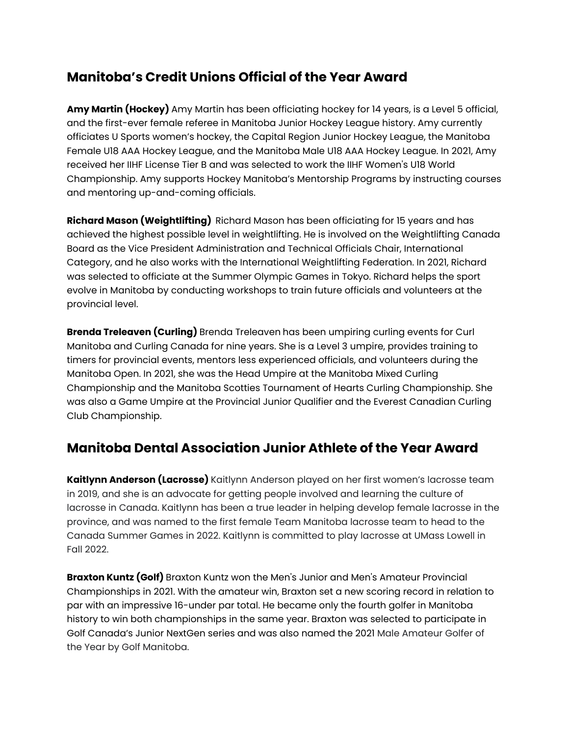## Manitoba's Credit Unions Official of the Year Award

**Amy Martin (Hockey)** Amy Martin has been officiating hockey for 14 years, is a Level 5 official, and the first-ever female referee in Manitoba Junior Hockey League history. Amy currently officiates U Sports women's hockey, the Capital Region Junior Hockey League, the Manitoba Female U18 AAA Hockey League, and the Manitoba Male U18 AAA Hockey League. In 2021, Amy received her IIHF License Tier B and was selected to work the IIHF Women's U18 World Championship. Amy supports Hockey Manitoba's Mentorship Programs by instructing courses and mentoring up-and-coming officials.

**Richard Mason (Weightlifting)** Richard Mason has been officiating for 15 years and has achieved the highest possible level in weightlifting. He is involved on the Weightlifting Canada Board as the Vice President Administration and Technical Officials Chair, International Category, and he also works with the International Weightlifting Federation. In 2021, Richard was selected to officiate at the Summer Olympic Games in Tokyo. Richard helps the sport evolve in Manitoba by conducting workshops to train future officials and volunteers at the provincial level.

**Brenda Treleaven (Curling)** Brenda Treleaven has been umpiring curling events for Curl Manitoba and Curling Canada for nine years. She is a Level 3 umpire, provides training to timers for provincial events, mentors less experienced officials, and volunteers during the Manitoba Open. In 2021, she was the Head Umpire at the Manitoba Mixed Curling Championship and the Manitoba Scotties Tournament of Hearts Curling Championship. She was also a Game Umpire at the Provincial Junior Qualifier and the Everest Canadian Curling Club Championship.

## Manitoba Dental Association Junior Athlete of the Year Award

**Kaitlynn Anderson (Lacrosse)** Kaitlynn Anderson played on her first women's lacrosse team in 2019, and she is an advocate for getting people involved and learning the culture of lacrosse in Canada. Kaitlynn has been a true leader in helping develop female lacrosse in the province, and was named to the first female Team Manitoba lacrosse team to head to the Canada Summer Games in 2022. Kaitlynn is committed to play lacrosse at UMass Lowell in Fall 2022.

**Braxton Kuntz (Golf)** Braxton Kuntz won the Men's Junior and Men's Amateur Provincial Championships in 2021. With the amateur win, Braxton set a new scoring record in relation to par with an impressive 16-under par total. He became only the fourth golfer in Manitoba history to win both championships in the same year. Braxton was selected to participate in Golf Canada's Junior NextGen series and was also named the 2021 Male Amateur Golfer of the Year by Golf Manitoba.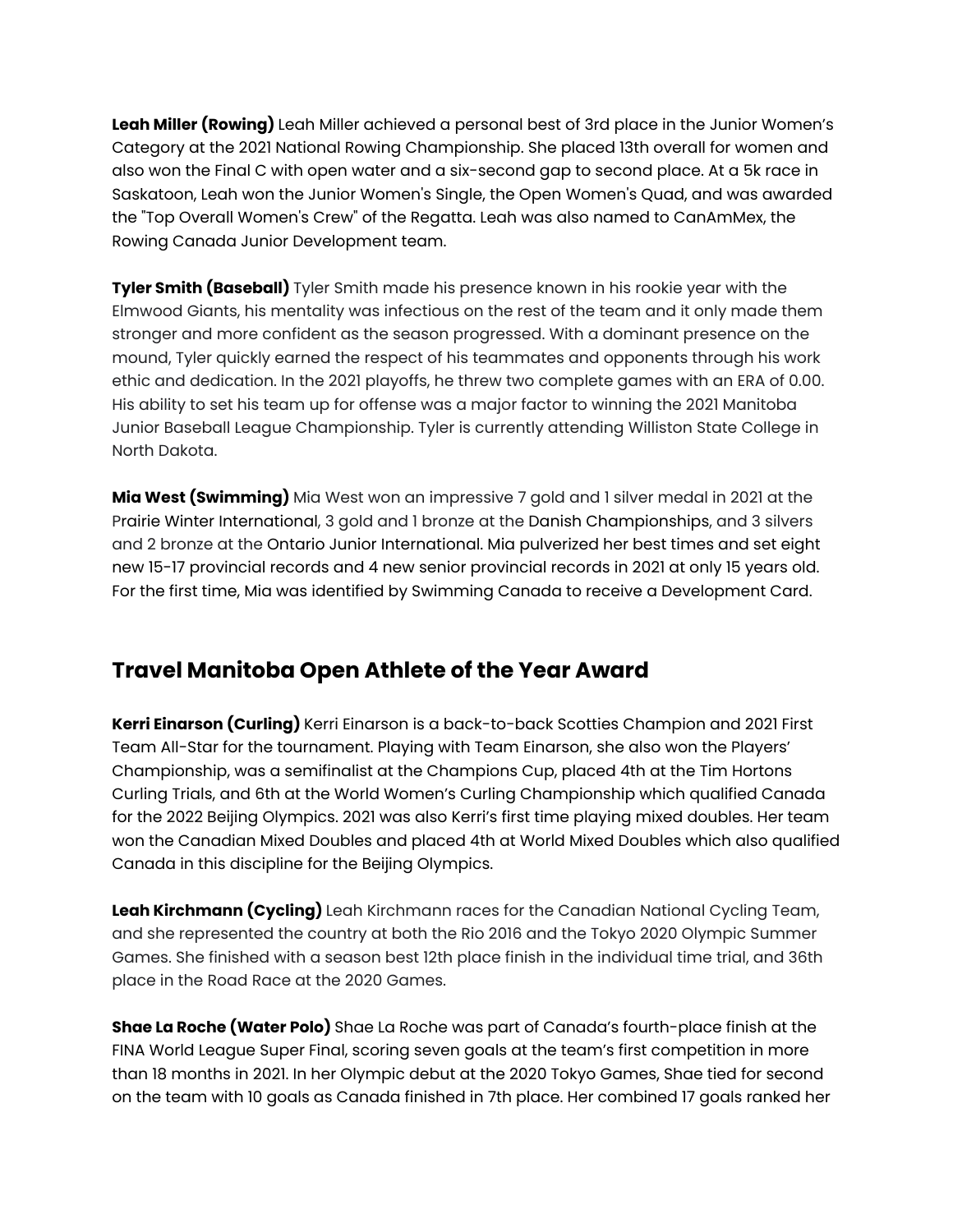**Leah Miller (Rowing)** Leah Miller achieved a personal best of 3rd place in the Junior Women's Category at the 2021 National Rowing Championship. She placed 13th overall for women and also won the Final C with open water and a six-second gap to second place. At a 5k race in Saskatoon, Leah won the Junior Women's Single, the Open Women's Quad, and was awarded the "Top Overall Women's Crew" of the Regatta. Leah was also named to CanAmMex, the Rowing Canada Junior Development team.

**Tyler Smith (Baseball)** Tyler Smith made his presence known in his rookie year with the Elmwood Giants, his mentality was infectious on the rest of the team and it only made them stronger and more confident as the season progressed. With a dominant presence on the mound, Tyler quickly earned the respect of his teammates and opponents through his work ethic and dedication. In the 2021 playoffs, he threw two complete games with an ERA of 0.00. His ability to set his team up for offense was a major factor to winning the 2021 Manitoba Junior Baseball League Championship. Tyler is currently attending Williston State College in North Dakota.

**Mia West (Swimming)** Mia West won an impressive 7 gold and 1 silver medal in 2021 at the Prairie Winter International, 3 gold and 1 bronze at the Danish Championships, and 3 silvers and 2 bronze at the Ontario Junior International. Mia pulverized her best times and set eight new 15-17 provincial records and 4 new senior provincial records in 2021 at only 15 years old. For the first time, Mia was identified by Swimming Canada to receive a Development Card.

## Travel Manitoba Open Athlete of the Year Award

**Kerri Einarson (Curling)** Kerri Einarson is a back-to-back Scotties Champion and 2021 First Team All-Star for the tournament. Playing with Team Einarson, she also won the Players' Championship, was a semifinalist at the Champions Cup, placed 4th at the Tim Hortons Curling Trials, and 6th at the World Women's Curling Championship which qualified Canada for the 2022 Beijing Olympics. 2021 was also Kerri's first time playing mixed doubles. Her team won the Canadian Mixed Doubles and placed 4th at World Mixed Doubles which also qualified Canada in this discipline for the Beijing Olympics.

**Leah Kirchmann (Cycling)** Leah Kirchmann races for the Canadian National Cycling Team, and she represented the country at both the Rio 2016 and the Tokyo 2020 Olympic Summer Games. She finished with a season best 12th place finish in the individual time trial, and 36th place in the Road Race at the 2020 Games.

**Shae La Roche (Water Polo)** Shae La Roche was part of Canada's fourth-place finish at the FINA World League Super Final, scoring seven goals at the team's first competition in more than 18 months in 2021. In her Olympic debut at the 2020 Tokyo Games, Shae tied for second on the team with 10 goals as Canada finished in 7th place. Her combined 17 goals ranked her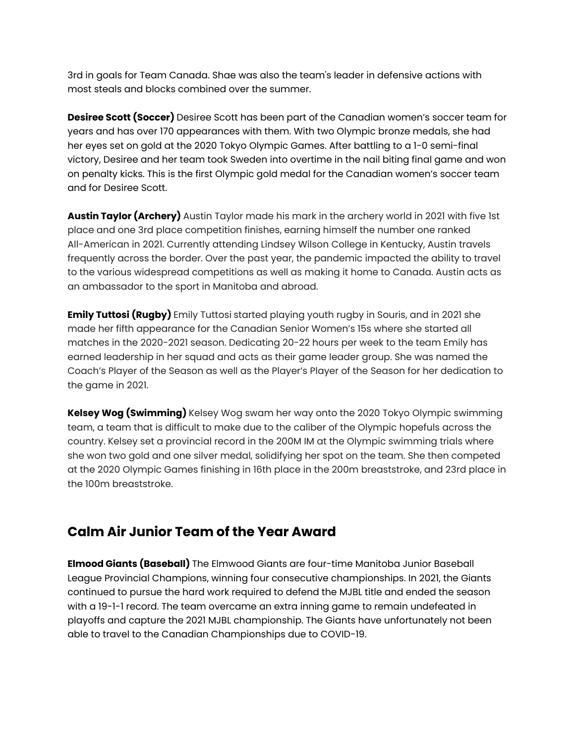3rd in goals for Team Canada. Shae was also the team's leader in defensive actions with most steals and blocks combined over the summer.

**Desiree Scott (Soccer)** Desiree Scott has been part of the Canadian women's soccer team for years and has over 170 appearances with them. With two Olympic bronze medals, she had her eyes set on gold at the 2020 Tokyo Olympic Games. After battling to a 1-0 semi-final victory, Desiree and her team took Sweden into overtime in the nail biting final game and won on penalty kicks. This is the first Olympic gold medal for the Canadian women's soccer team and for Desiree Scott.

**Austin Taylor (Archery)** Austin Taylor made his mark in the archery world in 2021 with five 1st place and one 3rd place competition finishes, earning himself the number one ranked All-American in 2021. Currently attending Lindsey Wilson College in Kentucky, Austin travels frequently across the border. Over the past year, the pandemic impacted the ability to travel to the various widespread competitions as well as making it home to Canada. Austin acts as an ambassador to the sport in Manitoba and abroad.

**Emily Tuttosi (Rugby)** Emily Tuttosi started playing youth rugby in Souris, and in 2021 she made her fifth appearance for the Canadian Senior Women's 15s where she started all matches in the 2020-2021 season. Dedicating 20-22 hours per week to the team Emily has earned leadership in her squad and acts as their game leader group. She was named the Coach's Player of the Season as well as the Player's Player of the Season for her dedication to the game in 2021.

**Kelsey Wog (Swimming)** Kelsey Wog swam her way onto the 2020 Tokyo Olympic swimming team, a team that is difficult to make due to the caliber of the Olympic hopefuls across the country. Kelsey set a provincial record in the 200M IM at the Olympic swimming trials where she won two gold and one silver medal, solidifying her spot on the team. She then competed at the 2020 Olympic Games finishing in 16th place in the 200m breaststroke, and 23rd place in the 100m breaststroke.

## Calm Air Junior Team of the Year Award

**Elmood Giants (Baseball)** The Elmwood Giants are four-time Manitoba Junior Baseball League Provincial Champions, winning four consecutive championships. In 2021, the Giants continued to pursue the hard work required to defend the MJBL title and ended the season with a 19-1-1 record. The team overcame an extra inning game to remain undefeated in playoffs and capture the 2021 MJBL championship. The Giants have unfortunately not been able to travel to the Canadian Championships due to COVID-19.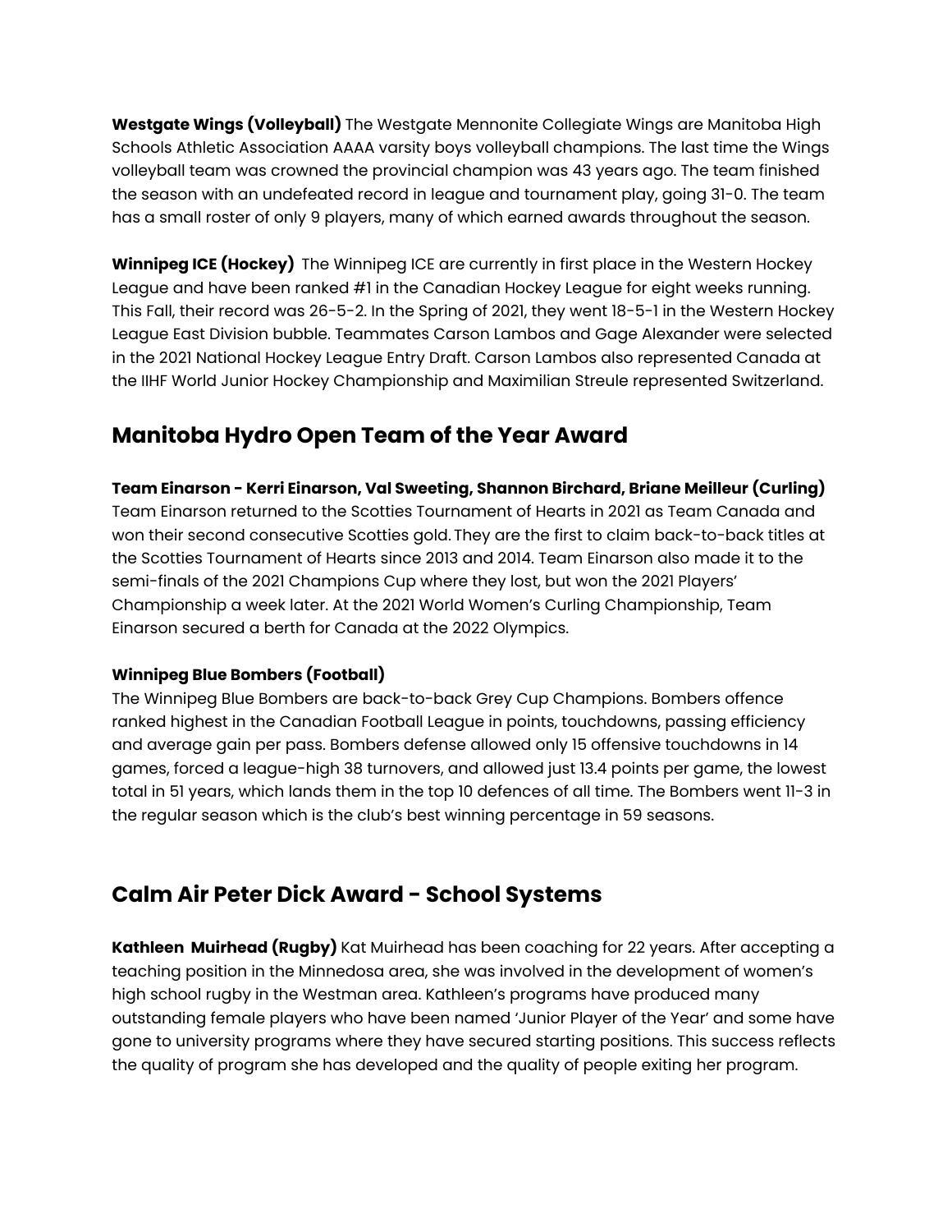**Westgate Wings (Volleyball)** The Westgate Mennonite Collegiate Wings are Manitoba High Schools Athletic Association AAAA varsity boys volleyball champions. The last time the Wings volleyball team was crowned the provincial champion was 43 years ago. The team finished the season with an undefeated record in league and tournament play, going 31-0. The team has a small roster of only 9 players, many of which earned awards throughout the season.

**Winnipeg ICE (Hockey)** The Winnipeg ICE are currently in first place in the Western Hockey League and have been ranked #1 in the Canadian Hockey League for eight weeks running. This Fall, their record was 26-5-2. In the Spring of 2021, they went 18-5-1 in the Western Hockey League East Division bubble. Teammates Carson Lambos and Gage Alexander were selected in the 2021 National Hockey League Entry Draft. Carson Lambos also represented Canada at the IIHF World Junior Hockey Championship and Maximilian Streule represented Switzerland.

## Manitoba Hydro Open Team of the Year Award

**Team Einarson - Kerri Einarson, Val Sweeting, Shannon Birchard, Briane Meilleur (Curling)**
Team Einarson returned to the Scotties Tournament of Hearts in 2021 as Team Canada and won their second consecutive Scotties gold. They are the first to claim back-to-back titles at the Scotties Tournament of Hearts since 2013 and 2014. Team Einarson also made it to the semi-finals of the 2021 Champions Cup where they lost, but won the 2021 Players' Championship a week later. At the 2021 World Women's Curling Championship, Team Einarson secured a berth for Canada at the 2022 Olympics.

**Winnipeg Blue Bombers (Football)**
The Winnipeg Blue Bombers are back-to-back Grey Cup Champions. Bombers offence ranked highest in the Canadian Football League in points, touchdowns, passing efficiency and average gain per pass. Bombers defense allowed only 15 offensive touchdowns in 14 games, forced a league-high 38 turnovers, and allowed just 13.4 points per game, the lowest total in 51 years, which lands them in the top 10 defences of all time. The Bombers went 11-3 in the regular season which is the club's best winning percentage in 59 seasons.

## Calm Air Peter Dick Award - School Systems

**Kathleen Muirhead (Rugby)** Kat Muirhead has been coaching for 22 years. After accepting a teaching position in the Minnedosa area, she was involved in the development of women's high school rugby in the Westman area. Kathleen's programs have produced many outstanding female players who have been named 'Junior Player of the Year' and some have gone to university programs where they have secured starting positions. This success reflects the quality of program she has developed and the quality of people exiting her program.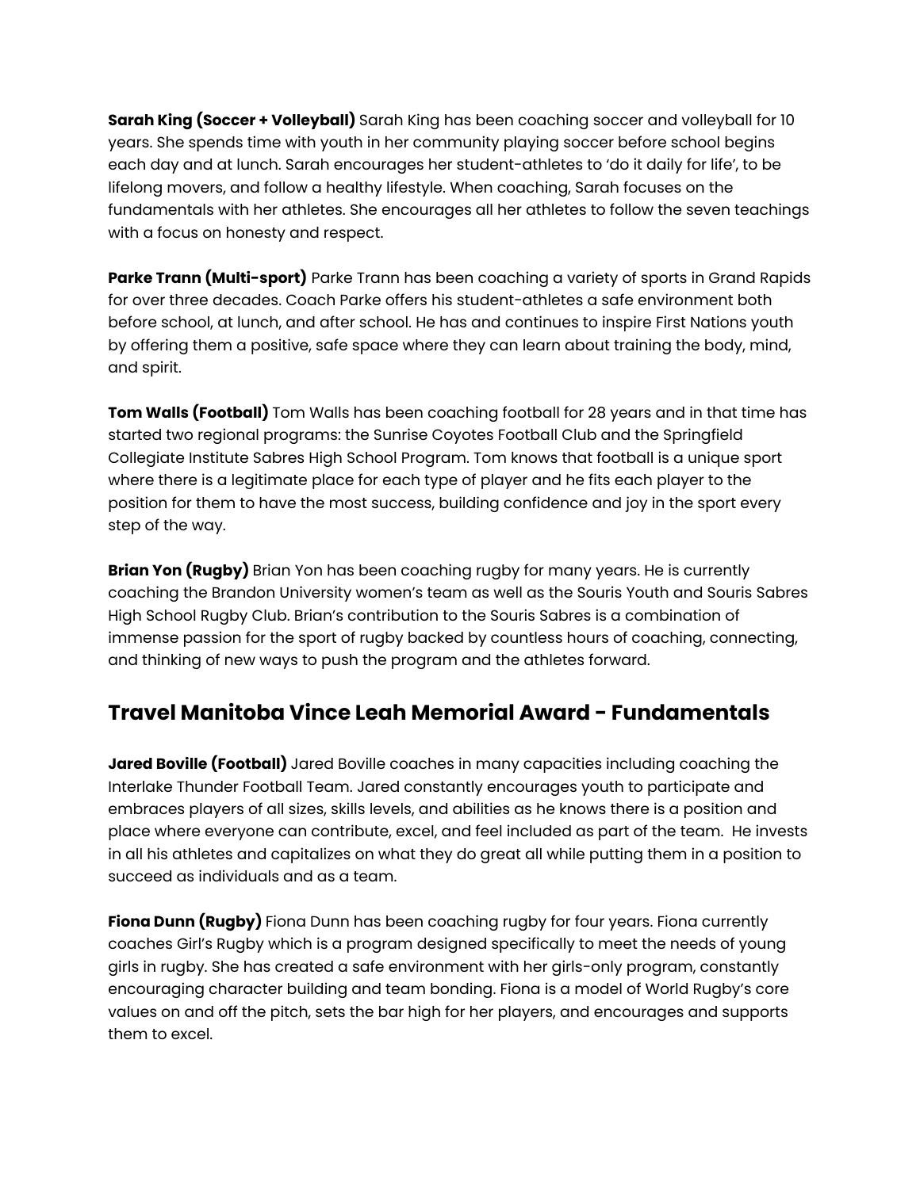**Sarah King (Soccer + Volleyball)** Sarah King has been coaching soccer and volleyball for 10 years. She spends time with youth in her community playing soccer before school begins each day and at lunch. Sarah encourages her student-athletes to 'do it daily for life', to be lifelong movers, and follow a healthy lifestyle. When coaching, Sarah focuses on the fundamentals with her athletes. She encourages all her athletes to follow the seven teachings with a focus on honesty and respect.

**Parke Trann (Multi-sport)** Parke Trann has been coaching a variety of sports in Grand Rapids for over three decades. Coach Parke offers his student-athletes a safe environment both before school, at lunch, and after school. He has and continues to inspire First Nations youth by offering them a positive, safe space where they can learn about training the body, mind, and spirit.

**Tom Walls (Football)** Tom Walls has been coaching football for 28 years and in that time has started two regional programs: the Sunrise Coyotes Football Club and the Springfield Collegiate Institute Sabres High School Program. Tom knows that football is a unique sport where there is a legitimate place for each type of player and he fits each player to the position for them to have the most success, building confidence and joy in the sport every step of the way.

**Brian Yon (Rugby)** Brian Yon has been coaching rugby for many years. He is currently coaching the Brandon University women's team as well as the Souris Youth and Souris Sabres High School Rugby Club. Brian's contribution to the Souris Sabres is a combination of immense passion for the sport of rugby backed by countless hours of coaching, connecting, and thinking of new ways to push the program and the athletes forward.

## Travel Manitoba Vince Leah Memorial Award - Fundamentals

**Jared Boville (Football)** Jared Boville coaches in many capacities including coaching the Interlake Thunder Football Team. Jared constantly encourages youth to participate and embraces players of all sizes, skills levels, and abilities as he knows there is a position and place where everyone can contribute, excel, and feel included as part of the team. He invests in all his athletes and capitalizes on what they do great all while putting them in a position to succeed as individuals and as a team.

**Fiona Dunn (Rugby)** Fiona Dunn has been coaching rugby for four years. Fiona currently coaches Girl's Rugby which is a program designed specifically to meet the needs of young girls in rugby. She has created a safe environment with her girls-only program, constantly encouraging character building and team bonding. Fiona is a model of World Rugby's core values on and off the pitch, sets the bar high for her players, and encourages and supports them to excel.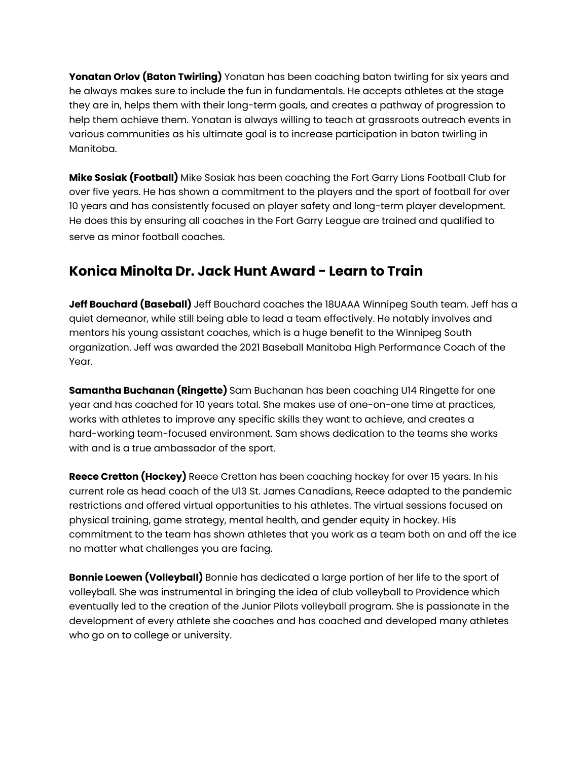**Yonatan Orlov (Baton Twirling)** Yonatan has been coaching baton twirling for six years and he always makes sure to include the fun in fundamentals. He accepts athletes at the stage they are in, helps them with their long-term goals, and creates a pathway of progression to help them achieve them. Yonatan is always willing to teach at grassroots outreach events in various communities as his ultimate goal is to increase participation in baton twirling in Manitoba.

**Mike Sosiak (Football)** Mike Sosiak has been coaching the Fort Garry Lions Football Club for over five years. He has shown a commitment to the players and the sport of football for over 10 years and has consistently focused on player safety and long-term player development. He does this by ensuring all coaches in the Fort Garry League are trained and qualified to serve as minor football coaches.

## Konica Minolta Dr. Jack Hunt Award - Learn to Train

**Jeff Bouchard (Baseball)** Jeff Bouchard coaches the 18UAAA Winnipeg South team. Jeff has a quiet demeanor, while still being able to lead a team effectively. He notably involves and mentors his young assistant coaches, which is a huge benefit to the Winnipeg South organization. Jeff was awarded the 2021 Baseball Manitoba High Performance Coach of the Year.

**Samantha Buchanan (Ringette)** Sam Buchanan has been coaching U14 Ringette for one year and has coached for 10 years total. She makes use of one-on-one time at practices, works with athletes to improve any specific skills they want to achieve, and creates a hard-working team-focused environment. Sam shows dedication to the teams she works with and is a true ambassador of the sport.

**Reece Cretton (Hockey)** Reece Cretton has been coaching hockey for over 15 years. In his current role as head coach of the U13 St. James Canadians, Reece adapted to the pandemic restrictions and offered virtual opportunities to his athletes. The virtual sessions focused on physical training, game strategy, mental health, and gender equity in hockey. His commitment to the team has shown athletes that you work as a team both on and off the ice no matter what challenges you are facing.

**Bonnie Loewen (Volleyball)** Bonnie has dedicated a large portion of her life to the sport of volleyball. She was instrumental in bringing the idea of club volleyball to Providence which eventually led to the creation of the Junior Pilots volleyball program. She is passionate in the development of every athlete she coaches and has coached and developed many athletes who go on to college or university.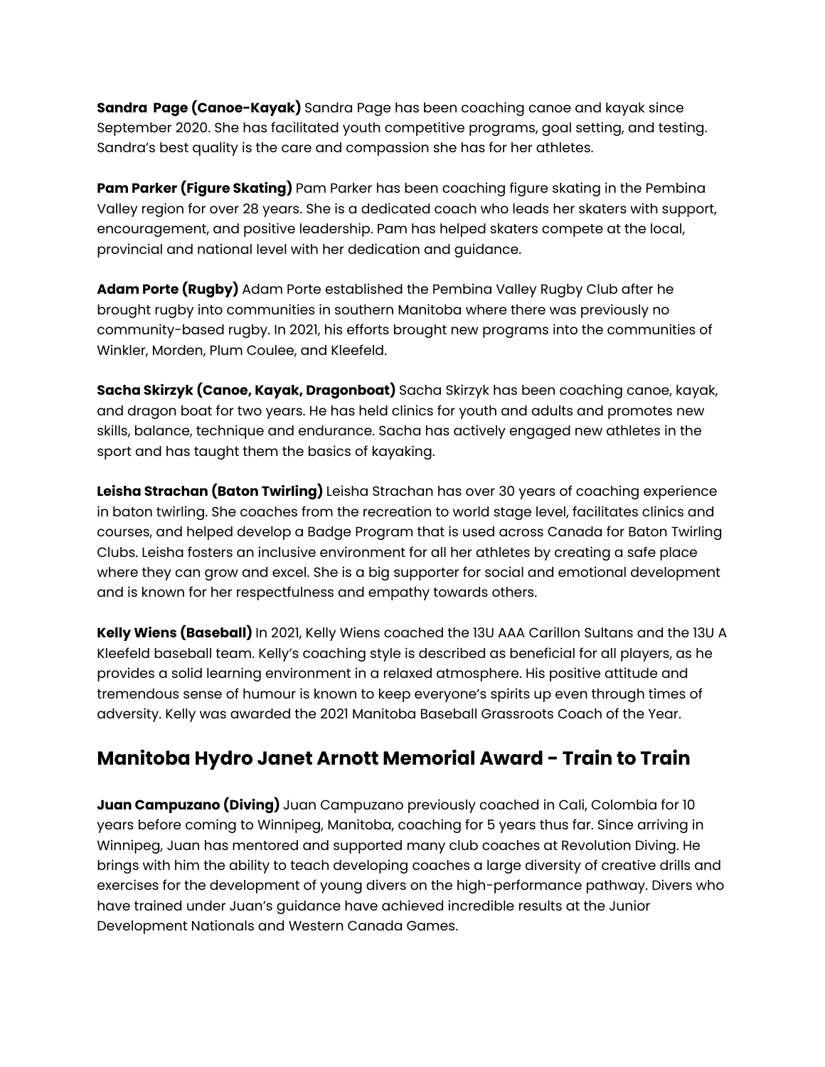**Sandra  Page (Canoe-Kayak)** Sandra Page has been coaching canoe and kayak since September 2020. She has facilitated youth competitive programs, goal setting, and testing. Sandra's best quality is the care and compassion she has for her athletes.

**Pam Parker (Figure Skating)** Pam Parker has been coaching figure skating in the Pembina Valley region for over 28 years. She is a dedicated coach who leads her skaters with support, encouragement, and positive leadership. Pam has helped skaters compete at the local, provincial and national level with her dedication and guidance.

**Adam Porte (Rugby)** Adam Porte established the Pembina Valley Rugby Club after he brought rugby into communities in southern Manitoba where there was previously no community-based rugby. In 2021, his efforts brought new programs into the communities of Winkler, Morden, Plum Coulee, and Kleefeld.

**Sacha Skirzyk (Canoe, Kayak, Dragonboat)** Sacha Skirzyk has been coaching canoe, kayak, and dragon boat for two years. He has held clinics for youth and adults and promotes new skills, balance, technique and endurance. Sacha has actively engaged new athletes in the sport and has taught them the basics of kayaking.

**Leisha Strachan (Baton Twirling)** Leisha Strachan has over 30 years of coaching experience in baton twirling. She coaches from the recreation to world stage level, facilitates clinics and courses, and helped develop a Badge Program that is used across Canada for Baton Twirling Clubs. Leisha fosters an inclusive environment for all her athletes by creating a safe place where they can grow and excel. She is a big supporter for social and emotional development and is known for her respectfulness and empathy towards others.

**Kelly Wiens (Baseball)** In 2021, Kelly Wiens coached the 13U AAA Carillon Sultans and the 13U A Kleefeld baseball team. Kelly's coaching style is described as beneficial for all players, as he provides a solid learning environment in a relaxed atmosphere. His positive attitude and tremendous sense of humour is known to keep everyone's spirits up even through times of adversity. Kelly was awarded the 2021 Manitoba Baseball Grassroots Coach of the Year.

## Manitoba Hydro Janet Arnott Memorial Award - Train to Train

**Juan Campuzano (Diving)** Juan Campuzano previously coached in Cali, Colombia for 10 years before coming to Winnipeg, Manitoba, coaching for 5 years thus far. Since arriving in Winnipeg, Juan has mentored and supported many club coaches at Revolution Diving. He brings with him the ability to teach developing coaches a large diversity of creative drills and exercises for the development of young divers on the high-performance pathway. Divers who have trained under Juan's guidance have achieved incredible results at the Junior Development Nationals and Western Canada Games.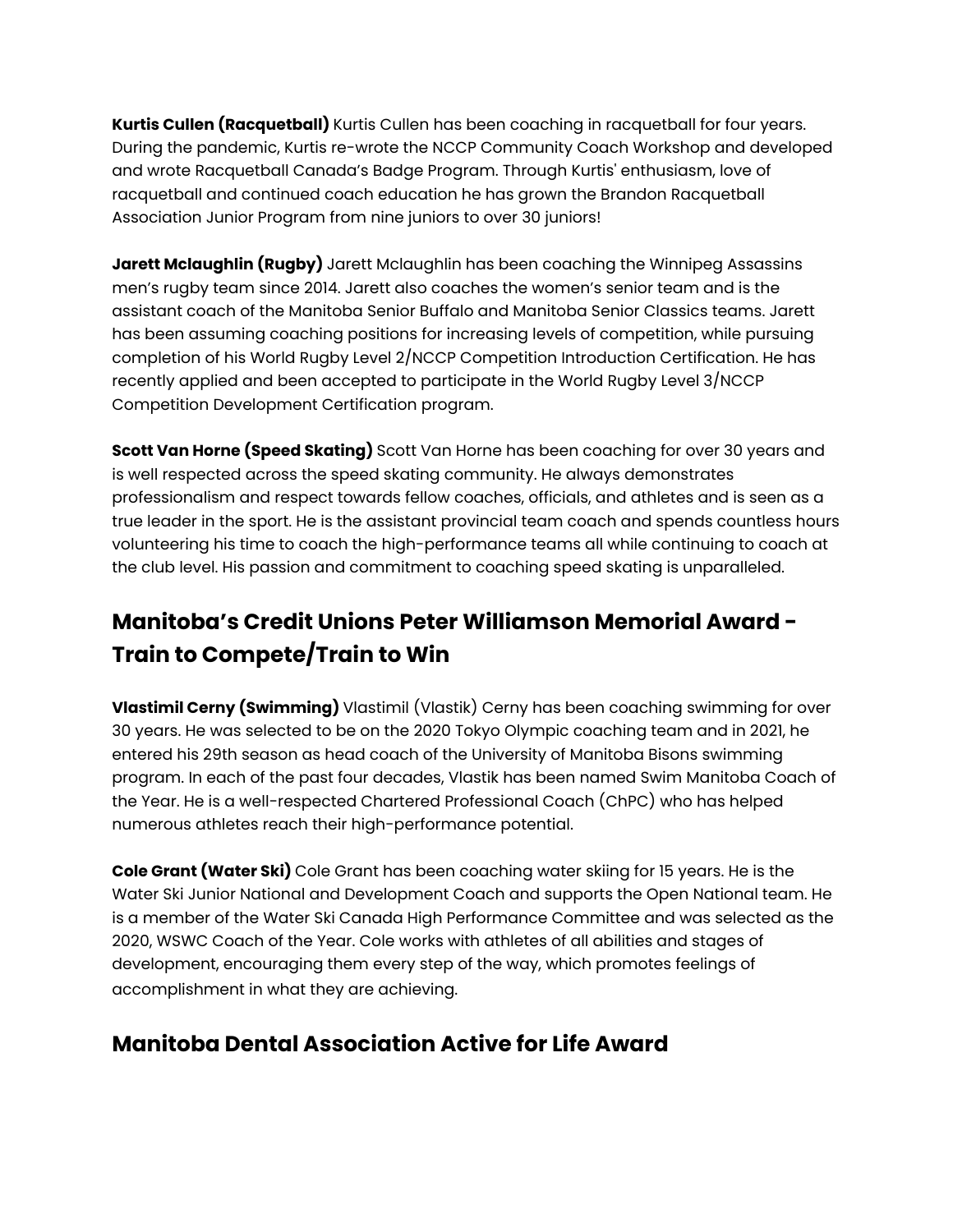**Kurtis Cullen (Racquetball)** Kurtis Cullen has been coaching in racquetball for four years. During the pandemic, Kurtis re-wrote the NCCP Community Coach Workshop and developed and wrote Racquetball Canada's Badge Program. Through Kurtis' enthusiasm, love of racquetball and continued coach education he has grown the Brandon Racquetball Association Junior Program from nine juniors to over 30 juniors!

**Jarett Mclaughlin (Rugby)** Jarett Mclaughlin has been coaching the Winnipeg Assassins men's rugby team since 2014. Jarett also coaches the women's senior team and is the assistant coach of the Manitoba Senior Buffalo and Manitoba Senior Classics teams. Jarett has been assuming coaching positions for increasing levels of competition, while pursuing completion of his World Rugby Level 2/NCCP Competition Introduction Certification. He has recently applied and been accepted to participate in the World Rugby Level 3/NCCP Competition Development Certification program.

**Scott Van Horne (Speed Skating)** Scott Van Horne has been coaching for over 30 years and is well respected across the speed skating community. He always demonstrates professionalism and respect towards fellow coaches, officials, and athletes and is seen as a true leader in the sport. He is the assistant provincial team coach and spends countless hours volunteering his time to coach the high-performance teams all while continuing to coach at the club level. His passion and commitment to coaching speed skating is unparalleled.

## Manitoba's Credit Unions Peter Williamson Memorial Award - Train to Compete/Train to Win

**Vlastimil Cerny (Swimming)** Vlastimil (Vlastik) Cerny has been coaching swimming for over 30 years. He was selected to be on the 2020 Tokyo Olympic coaching team and in 2021, he entered his 29th season as head coach of the University of Manitoba Bisons swimming program. In each of the past four decades, Vlastik has been named Swim Manitoba Coach of the Year. He is a well-respected Chartered Professional Coach (ChPC) who has helped numerous athletes reach their high-performance potential.

**Cole Grant (Water Ski)** Cole Grant has been coaching water skiing for 15 years. He is the Water Ski Junior National and Development Coach and supports the Open National team. He is a member of the Water Ski Canada High Performance Committee and was selected as the 2020, WSWC Coach of the Year. Cole works with athletes of all abilities and stages of development, encouraging them every step of the way, which promotes feelings of accomplishment in what they are achieving.

## Manitoba Dental Association Active for Life Award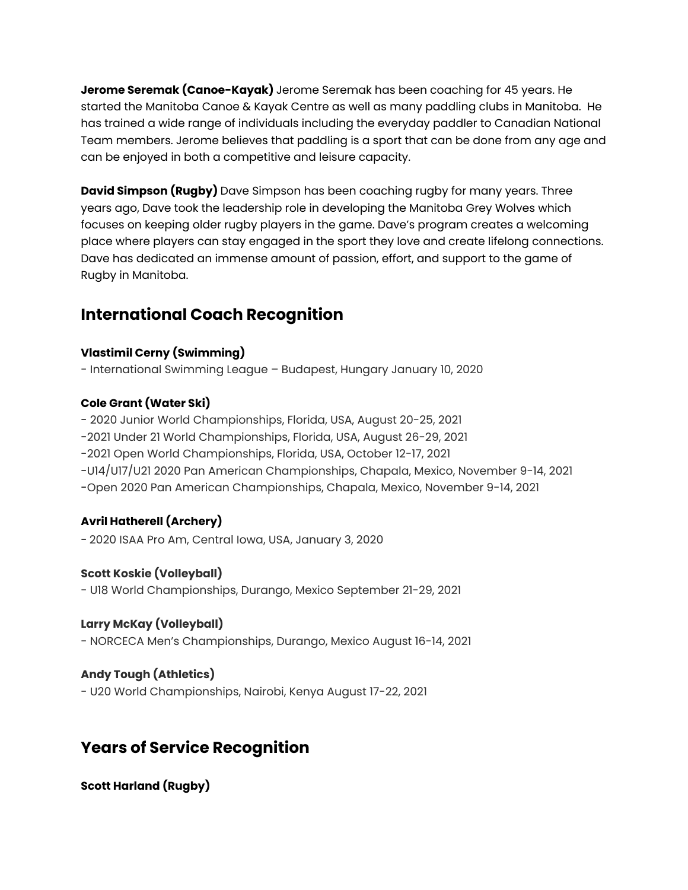**Jerome Seremak (Canoe-Kayak)** Jerome Seremak has been coaching for 45 years. He started the Manitoba Canoe & Kayak Centre as well as many paddling clubs in Manitoba. He has trained a wide range of individuals including the everyday paddler to Canadian National Team members. Jerome believes that paddling is a sport that can be done from any age and can be enjoyed in both a competitive and leisure capacity.

**David Simpson (Rugby)** Dave Simpson has been coaching rugby for many years. Three years ago, Dave took the leadership role in developing the Manitoba Grey Wolves which focuses on keeping older rugby players in the game. Dave's program creates a welcoming place where players can stay engaged in the sport they love and create lifelong connections. Dave has dedicated an immense amount of passion, effort, and support to the game of Rugby in Manitoba.

## International Coach Recognition

**Vlastimil Cerny (Swimming)**

- International Swimming League – Budapest, Hungary January 10, 2020

**Cole Grant (Water Ski)**

- 2020 Junior World Championships, Florida, USA, August 20-25, 2021
- 2021 Under 21 World Championships, Florida, USA, August 26-29, 2021
- 2021 Open World Championships, Florida, USA, October 12-17, 2021
- U14/U17/U21 2020 Pan American Championships, Chapala, Mexico, November 9-14, 2021
- Open 2020 Pan American Championships, Chapala, Mexico, November 9-14, 2021

**Avril Hatherell (Archery)**

- 2020 ISAA Pro Am, Central Iowa, USA, January 3, 2020

**Scott Koskie (Volleyball)**

- U18 World Championships, Durango, Mexico September 21-29, 2021

**Larry McKay (Volleyball)**

- NORCECA Men's Championships, Durango, Mexico August 16-14, 2021

**Andy Tough (Athletics)**

- U20 World Championships, Nairobi, Kenya August 17-22, 2021

## Years of Service Recognition

**Scott Harland (Rugby)**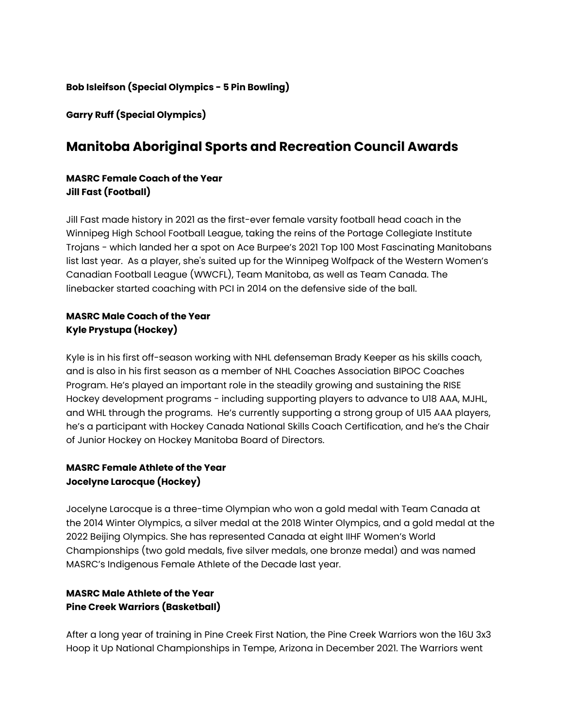**Bob Isleifson (Special Olympics - 5 Pin Bowling)**

**Garry Ruff (Special Olympics)**

## Manitoba Aboriginal Sports and Recreation Council Awards

**MASRC Female Coach of the Year**
**Jill Fast (Football)**

Jill Fast made history in 2021 as the first-ever female varsity football head coach in the Winnipeg High School Football League, taking the reins of the Portage Collegiate Institute Trojans - which landed her a spot on Ace Burpee's 2021 Top 100 Most Fascinating Manitobans list last year. As a player, she's suited up for the Winnipeg Wolfpack of the Western Women's Canadian Football League (WWCFL), Team Manitoba, as well as Team Canada. The linebacker started coaching with PCI in 2014 on the defensive side of the ball.

**MASRC Male Coach of the Year**
**Kyle Prystupa (Hockey)**

Kyle is in his first off-season working with NHL defenseman Brady Keeper as his skills coach, and is also in his first season as a member of NHL Coaches Association BIPOC Coaches Program. He's played an important role in the steadily growing and sustaining the RISE Hockey development programs - including supporting players to advance to U18 AAA, MJHL, and WHL through the programs. He's currently supporting a strong group of U15 AAA players, he's a participant with Hockey Canada National Skills Coach Certification, and he's the Chair of Junior Hockey on Hockey Manitoba Board of Directors.

**MASRC Female Athlete of the Year**
**Jocelyne Larocque (Hockey)**

Jocelyne Larocque is a three-time Olympian who won a gold medal with Team Canada at the 2014 Winter Olympics, a silver medal at the 2018 Winter Olympics, and a gold medal at the 2022 Beijing Olympics. She has represented Canada at eight IIHF Women's World Championships (two gold medals, five silver medals, one bronze medal) and was named MASRC's Indigenous Female Athlete of the Decade last year.

**MASRC Male Athlete of the Year**
**Pine Creek Warriors (Basketball)**

After a long year of training in Pine Creek First Nation, the Pine Creek Warriors won the 16U 3x3 Hoop it Up National Championships in Tempe, Arizona in December 2021. The Warriors went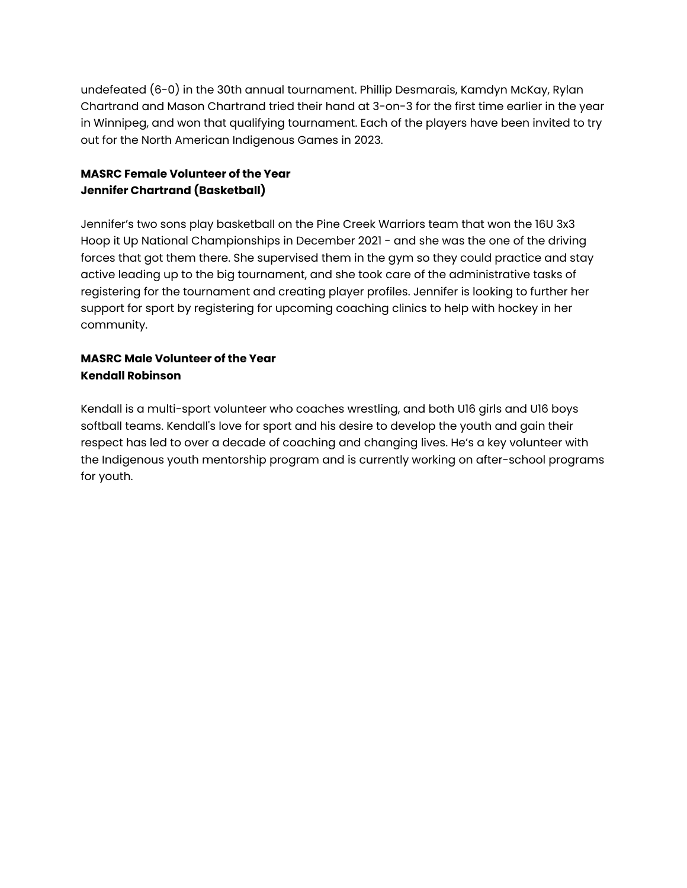undefeated (6-0) in the 30th annual tournament. Phillip Desmarais, Kamdyn McKay, Rylan Chartrand and Mason Chartrand tried their hand at 3-on-3 for the first time earlier in the year in Winnipeg, and won that qualifying tournament. Each of the players have been invited to try out for the North American Indigenous Games in 2023.

**MASRC Female Volunteer of the Year**
**Jennifer Chartrand (Basketball)**

Jennifer's two sons play basketball on the Pine Creek Warriors team that won the 16U 3x3 Hoop it Up National Championships in December 2021 - and she was the one of the driving forces that got them there. She supervised them in the gym so they could practice and stay active leading up to the big tournament, and she took care of the administrative tasks of registering for the tournament and creating player profiles. Jennifer is looking to further her support for sport by registering for upcoming coaching clinics to help with hockey in her community.

**MASRC Male Volunteer of the Year**
**Kendall Robinson**

Kendall is a multi-sport volunteer who coaches wrestling, and both U16 girls and U16 boys softball teams. Kendall's love for sport and his desire to develop the youth and gain their respect has led to over a decade of coaching and changing lives. He's a key volunteer with the Indigenous youth mentorship program and is currently working on after-school programs for youth.